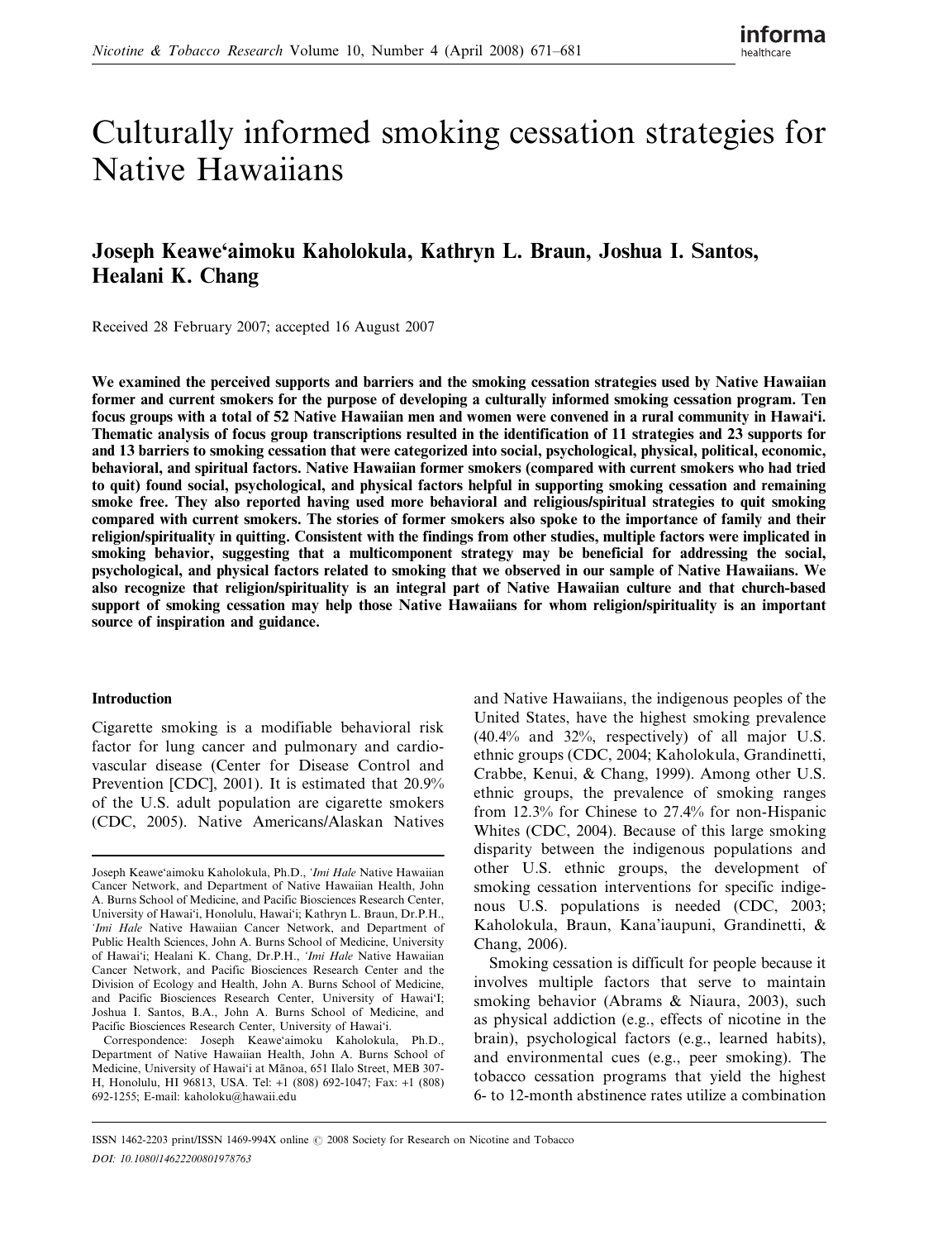# Culturally informed smoking cessation strategies for Native Hawaiians

## Joseph Keawe'aimoku Kaholokula, Kathryn L. Braun, Joshua I. Santos, Healani K. Chang

Received 28 February 2007; accepted 16 August 2007

**We examined the perceived supports and barriers and the smoking cessation strategies used by Native Hawaiian former and current smokers for the purpose of developing a culturally informed smoking cessation program. Ten focus groups with a total of 52 Native Hawaiian men and women were convened in a rural community in Hawai'i. Thematic analysis of focus group transcriptions resulted in the identification of 11 strategies and 23 supports for and 13 barriers to smoking cessation that were categorized into social, psychological, physical, political, economic, behavioral, and spiritual factors. Native Hawaiian former smokers (compared with current smokers who had tried to quit) found social, psychological, and physical factors helpful in supporting smoking cessation and remaining smoke free. They also reported having used more behavioral and religious/spiritual strategies to quit smoking compared with current smokers. The stories of former smokers also spoke to the importance of family and their religion/spirituality in quitting. Consistent with the findings from other studies, multiple factors were implicated in smoking behavior, suggesting that a multicomponent strategy may be beneficial for addressing the social, psychological, and physical factors related to smoking that we observed in our sample of Native Hawaiians. We also recognize that religion/spirituality is an integral part of Native Hawaiian culture and that church-based support of smoking cessation may help those Native Hawaiians for whom religion/spirituality is an important source of inspiration and guidance.**

### Introduction

Cigarette smoking is a modifiable behavioral risk factor for lung cancer and pulmonary and cardiovascular disease (Center for Disease Control and Prevention [CDC], 2001). It is estimated that 20.9% of the U.S. adult population are cigarette smokers (CDC, 2005). Native Americans/Alaskan Natives and Native Hawaiians, the indigenous peoples of the United States, have the highest smoking prevalence (40.4% and 32%, respectively) of all major U.S. ethnic groups (CDC, 2004; Kaholokula, Grandinetti, Crabbe, Kenui, & Chang, 1999). Among other U.S. ethnic groups, the prevalence of smoking ranges from 12.3% for Chinese to 27.4% for non-Hispanic Whites (CDC, 2004). Because of this large smoking disparity between the indigenous populations and other U.S. ethnic groups, the development of smoking cessation interventions for specific indigenous U.S. populations is needed (CDC, 2003; Kaholokula, Braun, Kana'iaupuni, Grandinetti, & Chang, 2006).

Smoking cessation is difficult for people because it involves multiple factors that serve to maintain smoking behavior (Abrams & Niaura, 2003), such as physical addiction (e.g., effects of nicotine in the brain), psychological factors (e.g., learned habits), and environmental cues (e.g., peer smoking). The tobacco cessation programs that yield the highest 6- to 12-month abstinence rates utilize a combination

---

Joseph Keawe'aimoku Kaholokula, Ph.D., *'Imi Hale* Native Hawaiian Cancer Network, and Department of Native Hawaiian Health, John A. Burns School of Medicine, and Pacific Biosciences Research Center, University of Hawai'i, Honolulu, Hawai'i; Kathryn L. Braun, Dr.P.H., *'Imi Hale* Native Hawaiian Cancer Network, and Department of Public Health Sciences, John A. Burns School of Medicine, University of Hawai'i; Healani K. Chang, Dr.P.H., *'Imi Hale* Native Hawaiian Cancer Network, and Pacific Biosciences Research Center and the Division of Ecology and Health, John A. Burns School of Medicine, and Pacific Biosciences Research Center, University of Hawai'I; Joshua I. Santos, B.A., John A. Burns School of Medicine, and Pacific Biosciences Research Center, University of Hawai'i.

Correspondence: Joseph Keawe'aimoku Kaholokula, Ph.D., Department of Native Hawaiian Health, John A. Burns School of Medicine, University of Hawai'i at Mānoa, 651 Ilalo Street, MEB 307-H, Honolulu, HI 96813, USA. Tel: +1 (808) 692-1047; Fax: +1 (808) 692-1255; E-mail: kaholoku@hawaii.edu

ISSN 1462-2203 print/ISSN 1469-994X online © 2008 Society for Research on Nicotine and Tobacco
DOI: 10.1080/14622200801978763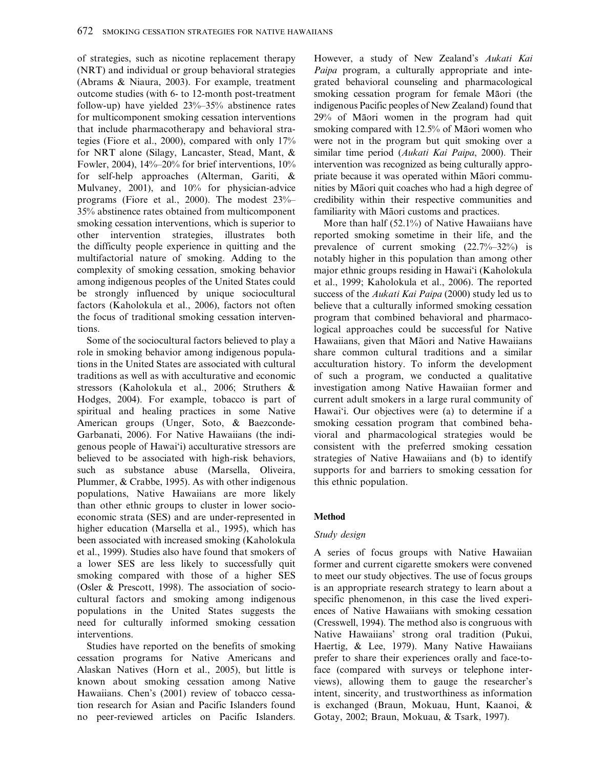of strategies, such as nicotine replacement therapy (NRT) and individual or group behavioral strategies (Abrams & Niaura, 2003). For example, treatment outcome studies (with 6- to 12-month post-treatment follow-up) have yielded 23%–35% abstinence rates for multicomponent smoking cessation interventions that include pharmacotherapy and behavioral strategies (Fiore et al., 2000), compared with only 17% for NRT alone (Silagy, Lancaster, Stead, Mant, & Fowler, 2004), 14%–20% for brief interventions, 10% for self-help approaches (Alterman, Gariti, & Mulvaney, 2001), and 10% for physician-advice programs (Fiore et al., 2000). The modest 23%–35% abstinence rates obtained from multicomponent smoking cessation interventions, which is superior to other intervention strategies, illustrates both the difficulty people experience in quitting and the multifactorial nature of smoking. Adding to the complexity of smoking cessation, smoking behavior among indigenous peoples of the United States could be strongly influenced by unique sociocultural factors (Kaholokula et al., 2006), factors not often the focus of traditional smoking cessation interventions.

Some of the sociocultural factors believed to play a role in smoking behavior among indigenous populations in the United States are associated with cultural traditions as well as with acculturative and economic stressors (Kaholokula et al., 2006; Struthers & Hodges, 2004). For example, tobacco is part of spiritual and healing practices in some Native American groups (Unger, Soto, & Baezconde-Garbanati, 2006). For Native Hawaiians (the indigenous people of Hawai'i) acculturative stressors are believed to be associated with high-risk behaviors, such as substance abuse (Marsella, Oliveira, Plummer, & Crabbe, 1995). As with other indigenous populations, Native Hawaiians are more likely than other ethnic groups to cluster in lower socioeconomic strata (SES) and are under-represented in higher education (Marsella et al., 1995), which has been associated with increased smoking (Kaholokula et al., 1999). Studies also have found that smokers of a lower SES are less likely to successfully quit smoking compared with those of a higher SES (Osler & Prescott, 1998). The association of sociocultural factors and smoking among indigenous populations in the United States suggests the need for culturally informed smoking cessation interventions.

Studies have reported on the benefits of smoking cessation programs for Native Americans and Alaskan Natives (Horn et al., 2005), but little is known about smoking cessation among Native Hawaiians. Chen's (2001) review of tobacco cessation research for Asian and Pacific Islanders found no peer-reviewed articles on Pacific Islanders. However, a study of New Zealand's *Aukati Kai Paipa* program, a culturally appropriate and integrated behavioral counseling and pharmacological smoking cessation program for female Māori (the indigenous Pacific peoples of New Zealand) found that 29% of Māori women in the program had quit smoking compared with 12.5% of Māori women who were not in the program but quit smoking over a similar time period (*Aukati Kai Paipa*, 2000). Their intervention was recognized as being culturally appropriate because it was operated within Māori communities by Māori quit coaches who had a high degree of credibility within their respective communities and familiarity with Māori customs and practices.

More than half (52.1%) of Native Hawaiians have reported smoking sometime in their life, and the prevalence of current smoking (22.7%–32%) is notably higher in this population than among other major ethnic groups residing in Hawai'i (Kaholokula et al., 1999; Kaholokula et al., 2006). The reported success of the *Aukati Kai Paipa* (2000) study led us to believe that a culturally informed smoking cessation program that combined behavioral and pharmacological approaches could be successful for Native Hawaiians, given that Māori and Native Hawaiians share common cultural traditions and a similar acculturation history. To inform the development of such a program, we conducted a qualitative investigation among Native Hawaiian former and current adult smokers in a large rural community of Hawai'i. Our objectives were (a) to determine if a smoking cessation program that combined behavioral and pharmacological strategies would be consistent with the preferred smoking cessation strategies of Native Hawaiians and (b) to identify supports for and barriers to smoking cessation for this ethnic population.

## Method

### Study design

A series of focus groups with Native Hawaiian former and current cigarette smokers were convened to meet our study objectives. The use of focus groups is an appropriate research strategy to learn about a specific phenomenon, in this case the lived experiences of Native Hawaiians with smoking cessation (Cresswell, 1994). The method also is congruous with Native Hawaiians' strong oral tradition (Pukui, Haertig, & Lee, 1979). Many Native Hawaiians prefer to share their experiences orally and face-to-face (compared with surveys or telephone interviews), allowing them to gauge the researcher's intent, sincerity, and trustworthiness as information is exchanged (Braun, Mokuau, Hunt, Kaanoi, & Gotay, 2002; Braun, Mokuau, & Tsark, 1997).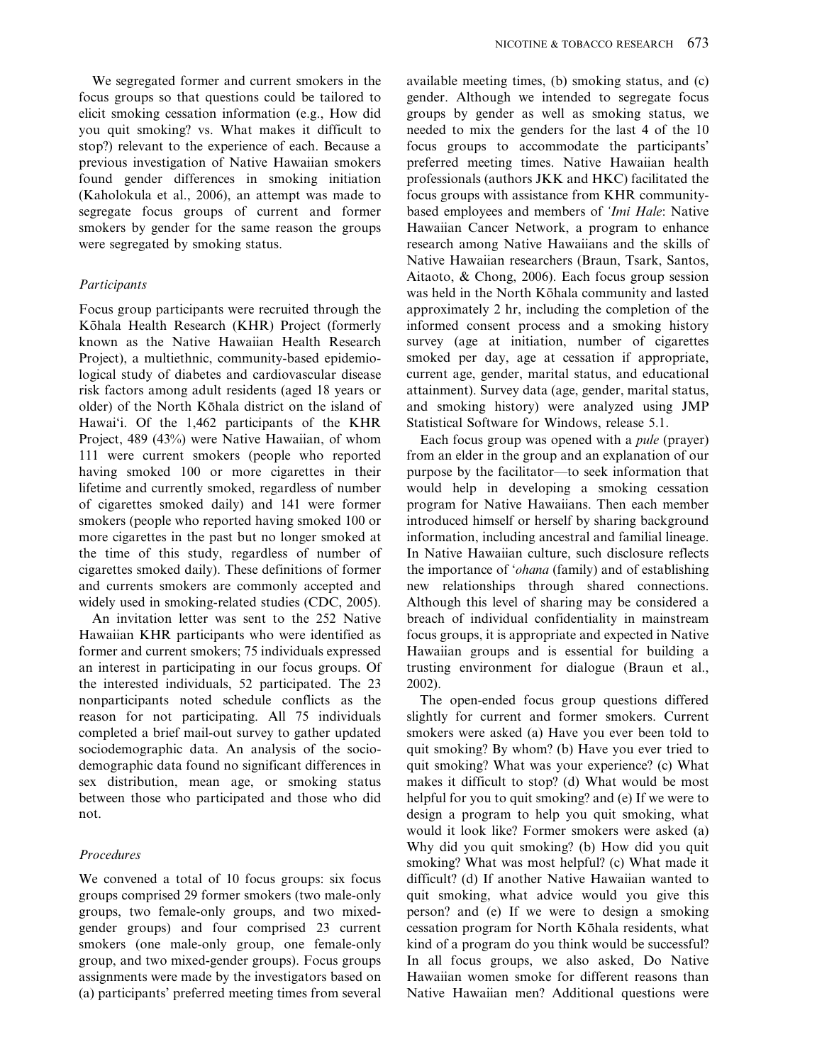We segregated former and current smokers in the focus groups so that questions could be tailored to elicit smoking cessation information (e.g., How did you quit smoking? vs. What makes it difficult to stop?) relevant to the experience of each. Because a previous investigation of Native Hawaiian smokers found gender differences in smoking initiation (Kaholokula et al., 2006), an attempt was made to segregate focus groups of current and former smokers by gender for the same reason the groups were segregated by smoking status.

### *Participants*

Focus group participants were recruited through the Kōhala Health Research (KHR) Project (formerly known as the Native Hawaiian Health Research Project), a multiethnic, community-based epidemiological study of diabetes and cardiovascular disease risk factors among adult residents (aged 18 years or older) of the North Kōhala district on the island of Hawai'i. Of the 1,462 participants of the KHR Project, 489 (43%) were Native Hawaiian, of whom 111 were current smokers (people who reported having smoked 100 or more cigarettes in their lifetime and currently smoked, regardless of number of cigarettes smoked daily) and 141 were former smokers (people who reported having smoked 100 or more cigarettes in the past but no longer smoked at the time of this study, regardless of number of cigarettes smoked daily). These definitions of former and currents smokers are commonly accepted and widely used in smoking-related studies (CDC, 2005).

An invitation letter was sent to the 252 Native Hawaiian KHR participants who were identified as former and current smokers; 75 individuals expressed an interest in participating in our focus groups. Of the interested individuals, 52 participated. The 23 nonparticipants noted schedule conflicts as the reason for not participating. All 75 individuals completed a brief mail-out survey to gather updated sociodemographic data. An analysis of the sociodemographic data found no significant differences in sex distribution, mean age, or smoking status between those who participated and those who did not.

### *Procedures*

We convened a total of 10 focus groups: six focus groups comprised 29 former smokers (two male-only groups, two female-only groups, and two mixed-gender groups) and four comprised 23 current smokers (one male-only group, one female-only group, and two mixed-gender groups). Focus groups assignments were made by the investigators based on (a) participants' preferred meeting times from several available meeting times, (b) smoking status, and (c) gender. Although we intended to segregate focus groups by gender as well as smoking status, we needed to mix the genders for the last 4 of the 10 focus groups to accommodate the participants' preferred meeting times. Native Hawaiian health professionals (authors JKK and HKC) facilitated the focus groups with assistance from KHR community-based employees and members of *'Imi Hale*: Native Hawaiian Cancer Network, a program to enhance research among Native Hawaiians and the skills of Native Hawaiian researchers (Braun, Tsark, Santos, Aitaoto, & Chong, 2006). Each focus group session was held in the North Kōhala community and lasted approximately 2 hr, including the completion of the informed consent process and a smoking history survey (age at initiation, number of cigarettes smoked per day, age at cessation if appropriate, current age, gender, marital status, and educational attainment). Survey data (age, gender, marital status, and smoking history) were analyzed using JMP Statistical Software for Windows, release 5.1.

Each focus group was opened with a *pule* (prayer) from an elder in the group and an explanation of our purpose by the facilitator—to seek information that would help in developing a smoking cessation program for Native Hawaiians. Then each member introduced himself or herself by sharing background information, including ancestral and familial lineage. In Native Hawaiian culture, such disclosure reflects the importance of '*ohana* (family) and of establishing new relationships through shared connections. Although this level of sharing may be considered a breach of individual confidentiality in mainstream focus groups, it is appropriate and expected in Native Hawaiian groups and is essential for building a trusting environment for dialogue (Braun et al., 2002).

The open-ended focus group questions differed slightly for current and former smokers. Current smokers were asked (a) Have you ever been told to quit smoking? By whom? (b) Have you ever tried to quit smoking? What was your experience? (c) What makes it difficult to stop? (d) What would be most helpful for you to quit smoking? and (e) If we were to design a program to help you quit smoking, what would it look like? Former smokers were asked (a) Why did you quit smoking? (b) How did you quit smoking? What was most helpful? (c) What made it difficult? (d) If another Native Hawaiian wanted to quit smoking, what advice would you give this person? and (e) If we were to design a smoking cessation program for North Kōhala residents, what kind of a program do you think would be successful? In all focus groups, we also asked, Do Native Hawaiian women smoke for different reasons than Native Hawaiian men? Additional questions were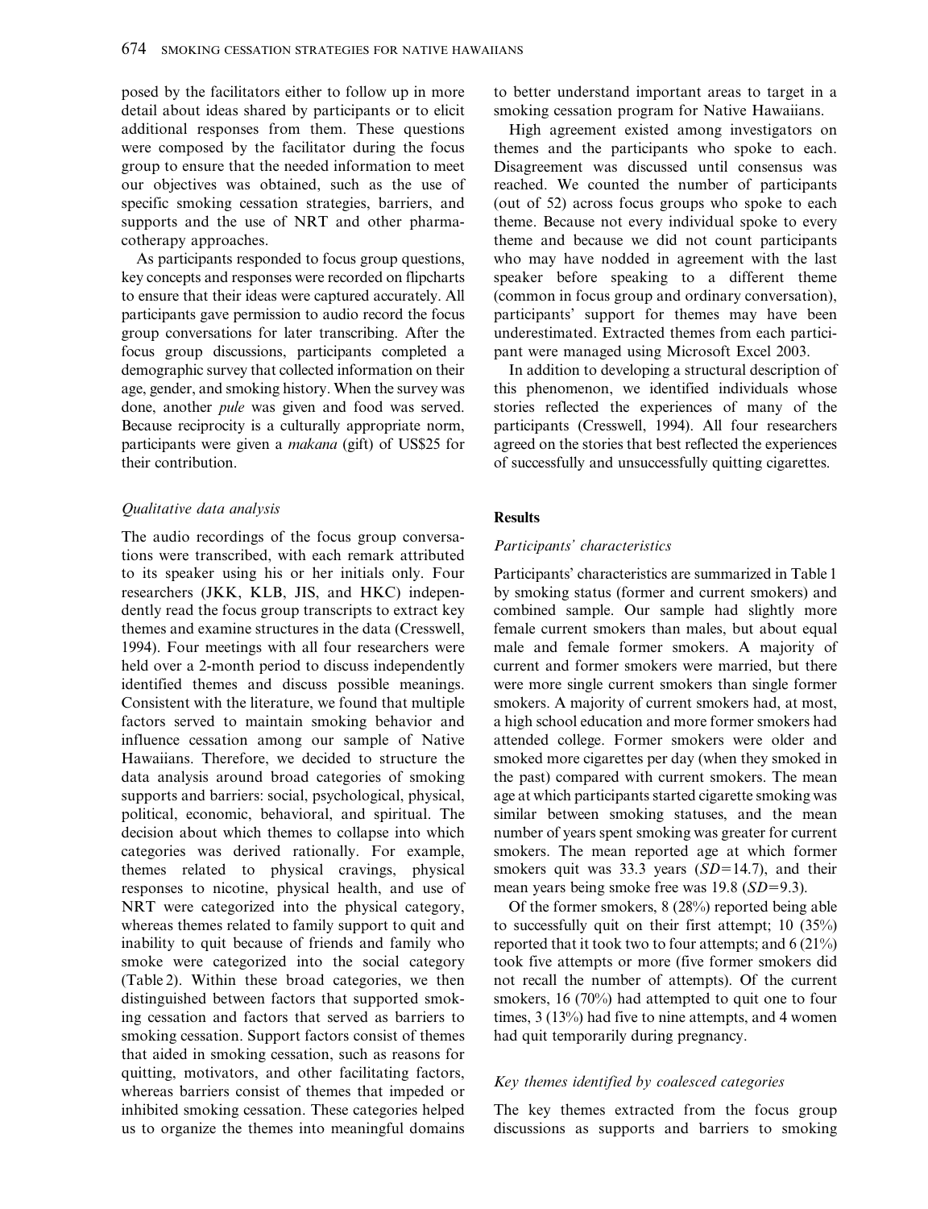posed by the facilitators either to follow up in more detail about ideas shared by participants or to elicit additional responses from them. These questions were composed by the facilitator during the focus group to ensure that the needed information to meet our objectives was obtained, such as the use of specific smoking cessation strategies, barriers, and supports and the use of NRT and other pharmacotherapy approaches.

As participants responded to focus group questions, key concepts and responses were recorded on flipcharts to ensure that their ideas were captured accurately. All participants gave permission to audio record the focus group conversations for later transcribing. After the focus group discussions, participants completed a demographic survey that collected information on their age, gender, and smoking history. When the survey was done, another *pule* was given and food was served. Because reciprocity is a culturally appropriate norm, participants were given a *makana* (gift) of US\$25 for their contribution.

### *Qualitative data analysis*

The audio recordings of the focus group conversations were transcribed, with each remark attributed to its speaker using his or her initials only. Four researchers (JKK, KLB, JIS, and HKC) independently read the focus group transcripts to extract key themes and examine structures in the data (Cresswell, 1994). Four meetings with all four researchers were held over a 2-month period to discuss independently identified themes and discuss possible meanings. Consistent with the literature, we found that multiple factors served to maintain smoking behavior and influence cessation among our sample of Native Hawaiians. Therefore, we decided to structure the data analysis around broad categories of smoking supports and barriers: social, psychological, physical, political, economic, behavioral, and spiritual. The decision about which themes to collapse into which categories was derived rationally. For example, themes related to physical cravings, physical responses to nicotine, physical health, and use of NRT were categorized into the physical category, whereas themes related to family support to quit and inability to quit because of friends and family who smoke were categorized into the social category (Table 2). Within these broad categories, we then distinguished between factors that supported smoking cessation and factors that served as barriers to smoking cessation. Support factors consist of themes that aided in smoking cessation, such as reasons for quitting, motivators, and other facilitating factors, whereas barriers consist of themes that impeded or inhibited smoking cessation. These categories helped us to organize the themes into meaningful domains to better understand important areas to target in a smoking cessation program for Native Hawaiians.

High agreement existed among investigators on themes and the participants who spoke to each. Disagreement was discussed until consensus was reached. We counted the number of participants (out of 52) across focus groups who spoke to each theme. Because not every individual spoke to every theme and because we did not count participants who may have nodded in agreement with the last speaker before speaking to a different theme (common in focus group and ordinary conversation), participants' support for themes may have been underestimated. Extracted themes from each participant were managed using Microsoft Excel 2003.

In addition to developing a structural description of this phenomenon, we identified individuals whose stories reflected the experiences of many of the participants (Cresswell, 1994). All four researchers agreed on the stories that best reflected the experiences of successfully and unsuccessfully quitting cigarettes.

## Results

### *Participants' characteristics*

Participants' characteristics are summarized in Table 1 by smoking status (former and current smokers) and combined sample. Our sample had slightly more female current smokers than males, but about equal male and female former smokers. A majority of current and former smokers were married, but there were more single current smokers than single former smokers. A majority of current smokers had, at most, a high school education and more former smokers had attended college. Former smokers were older and smoked more cigarettes per day (when they smoked in the past) compared with current smokers. The mean age at which participants started cigarette smoking was similar between smoking statuses, and the mean number of years spent smoking was greater for current smokers. The mean reported age at which former smokers quit was 33.3 years ($SD = 14.7$), and their mean years being smoke free was 19.8 ($SD = 9.3$).

Of the former smokers, 8 (28%) reported being able to successfully quit on their first attempt; 10 (35%) reported that it took two to four attempts; and 6 (21%) took five attempts or more (five former smokers did not recall the number of attempts). Of the current smokers, 16 (70%) had attempted to quit one to four times, 3 (13%) had five to nine attempts, and 4 women had quit temporarily during pregnancy.

### *Key themes identified by coalesced categories*

The key themes extracted from the focus group discussions as supports and barriers to smoking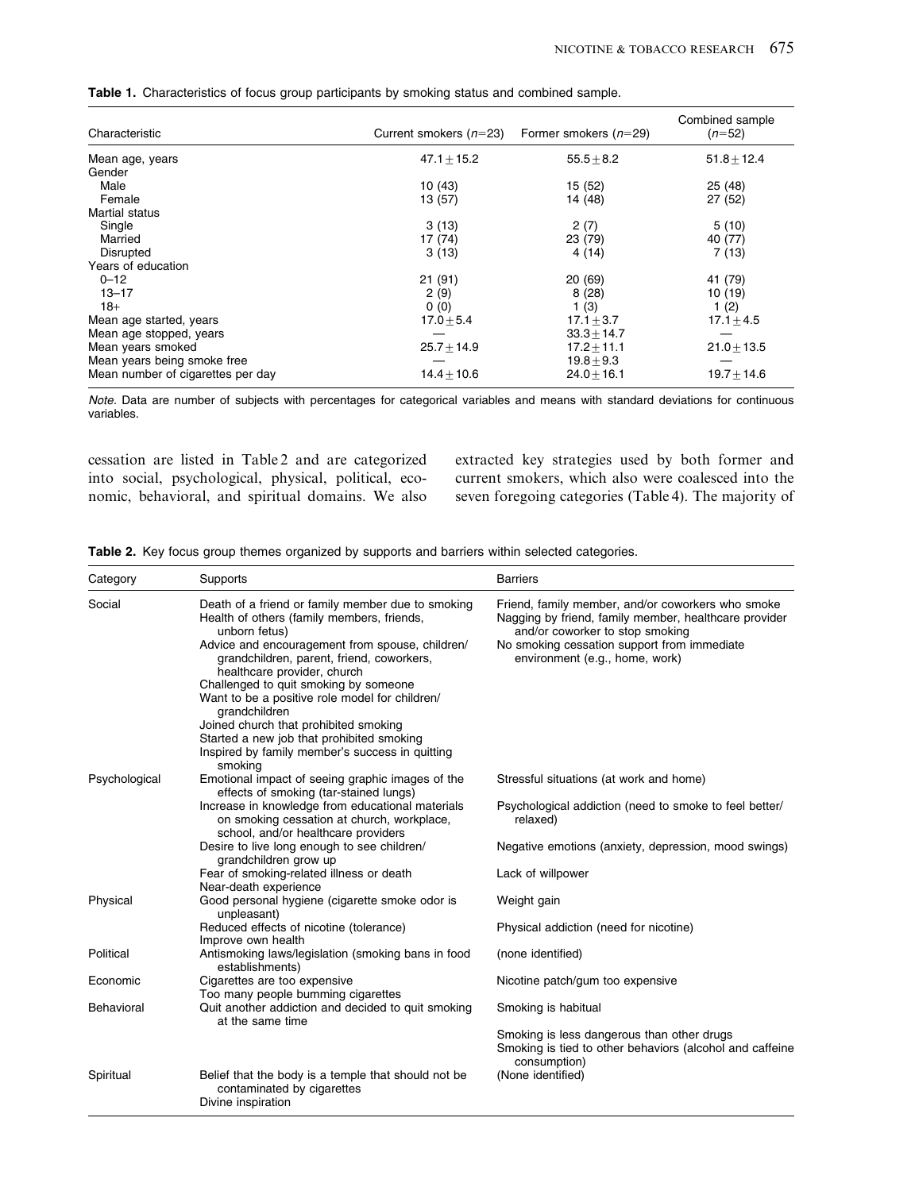**Table 1.** Characteristics of focus group participants by smoking status and combined sample.

| Characteristic | Current smokers ($n$=23) | Former smokers ($n$=29) | Combined sample ($n$=52) |
|---|---|---|---|
| Mean age, years | 47.1 ± 15.2 | 55.5 ± 8.2 | 51.8 ± 12.4 |
| Gender | | | |
| Male | 10 (43) | 15 (52) | 25 (48) |
| Female | 13 (57) | 14 (48) | 27 (52) |
| Martial status | | | |
| Single | 3 (13) | 2 (7) | 5 (10) |
| Married | 17 (74) | 23 (79) | 40 (77) |
| Disrupted | 3 (13) | 4 (14) | 7 (13) |
| Years of education | | | |
| 0–12 | 21 (91) | 20 (69) | 41 (79) |
| 13–17 | 2 (9) | 8 (28) | 10 (19) |
| 18+ | 0 (0) | 1 (3) | 1 (2) |
| Mean age started, years | 17.0 ± 5.4 | 17.1 ± 3.7 | 17.1 ± 4.5 |
| Mean age stopped, years | — | 33.3 ± 14.7 | — |
| Mean years smoked | 25.7 ± 14.9 | 17.2 ± 11.1 | 21.0 ± 13.5 |
| Mean years being smoke free | — | 19.8 ± 9.3 | — |
| Mean number of cigarettes per day | 14.4 ± 10.6 | 24.0 ± 16.1 | 19.7 ± 14.6 |

*Note*. Data are number of subjects with percentages for categorical variables and means with standard deviations for continuous variables.

cessation are listed in Table 2 and are categorized into social, psychological, physical, political, economic, behavioral, and spiritual domains. We also extracted key strategies used by both former and current smokers, which also were coalesced into the seven foregoing categories (Table 4). The majority of

**Table 2.** Key focus group themes organized by supports and barriers within selected categories.

| Category | Supports | Barriers |
|---|---|---|
| Social | Death of a friend or family member due to smoking<br>Health of others (family members, friends, unborn fetus)<br>Advice and encouragement from spouse, children/ grandchildren, parent, friend, coworkers, healthcare provider, church<br>Challenged to quit smoking by someone<br>Want to be a positive role model for children/ grandchildren<br>Joined church that prohibited smoking<br>Started a new job that prohibited smoking<br>Inspired by family member's success in quitting smoking | Friend, family member, and/or coworkers who smoke<br>Nagging by friend, family member, healthcare provider and/or coworker to stop smoking<br>No smoking cessation support from immediate environment (e.g., home, work) |
| Psychological | Emotional impact of seeing graphic images of the effects of smoking (tar-stained lungs)<br>Increase in knowledge from educational materials on smoking cessation at church, workplace, school, and/or healthcare providers<br>Desire to live long enough to see children/ grandchildren grow up<br>Fear of smoking-related illness or death<br>Near-death experience | Stressful situations (at work and home)<br>Psychological addiction (need to smoke to feel better/ relaxed)<br>Negative emotions (anxiety, depression, mood swings)<br>Lack of willpower |
| Physical | Good personal hygiene (cigarette smoke odor is unpleasant)<br>Reduced effects of nicotine (tolerance)<br>Improve own health | Weight gain<br>Physical addiction (need for nicotine) |
| Political | Antismoking laws/legislation (smoking bans in food establishments) | (none identified) |
| Economic | Cigarettes are too expensive<br>Too many people bumming cigarettes | Nicotine patch/gum too expensive |
| Behavioral | Quit another addiction and decided to quit smoking at the same time | Smoking is habitual<br>Smoking is less dangerous than other drugs<br>Smoking is tied to other behaviors (alcohol and caffeine consumption) |
| Spiritual | Belief that the body is a temple that should not be contaminated by cigarettes<br>Divine inspiration | (None identified) |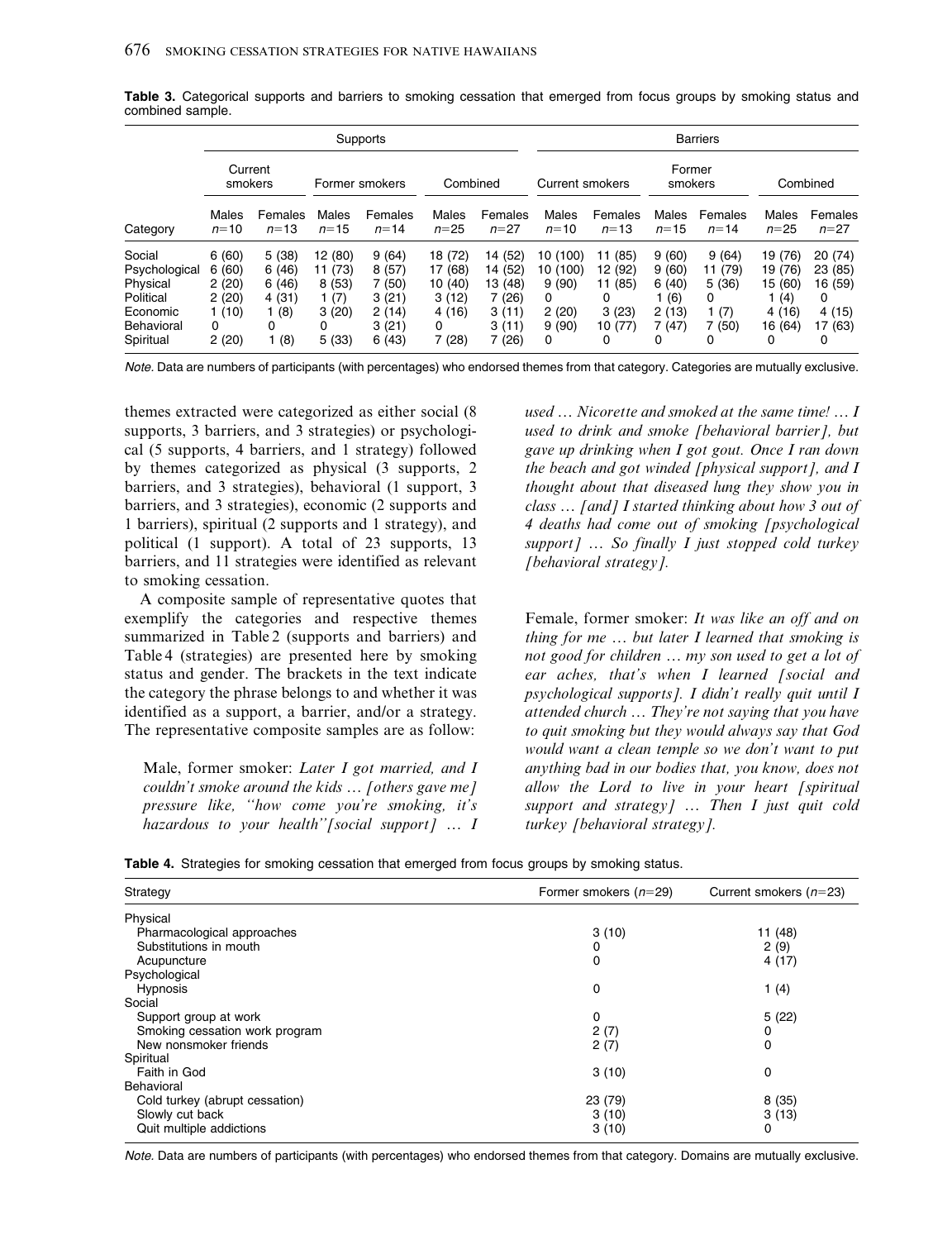**Table 3.** Categorical supports and barriers to smoking cessation that emerged from focus groups by smoking status and combined sample.

| | Supports | | | | | | Barriers | | | | | |
|---|---|---|---|---|---|---|---|---|---|---|---|---|
| | Current smokers | | Former smokers | | Combined | | Current smokers | | Former smokers | | Combined | |
| Category | Males $n=10$ | Females $n=13$ | Males $n=15$ | Females $n=14$ | Males $n=25$ | Females $n=27$ | Males $n=10$ | Females $n=13$ | Males $n=15$ | Females $n=14$ | Males $n=25$ | Females $n=27$ |
| Social | 6 (60) | 5 (38) | 12 (80) | 9 (64) | 18 (72) | 14 (52) | 10 (100) | 11 (85) | 9 (60) | 9 (64) | 19 (76) | 20 (74) |
| Psychological | 6 (60) | 6 (46) | 11 (73) | 8 (57) | 17 (68) | 14 (52) | 10 (100) | 12 (92) | 9 (60) | 11 (79) | 19 (76) | 23 (85) |
| Physical | 2 (20) | 6 (46) | 8 (53) | 7 (50) | 10 (40) | 13 (48) | 9 (90) | 11 (85) | 6 (40) | 5 (36) | 15 (60) | 16 (59) |
| Political | 2 (20) | 4 (31) | 1 (7) | 3 (21) | 3 (12) | 7 (26) | 0 | 0 | 1 (6) | 0 | 1 (4) | 0 |
| Economic | 1 (10) | 1 (8) | 3 (20) | 2 (14) | 4 (16) | 3 (11) | 2 (20) | 3 (23) | 2 (13) | 1 (7) | 4 (16) | 4 (15) |
| Behavioral | 0 | 0 | 0 | 3 (21) | 0 | 3 (11) | 9 (90) | 10 (77) | 7 (47) | 7 (50) | 16 (64) | 17 (63) |
| Spiritual | 2 (20) | 1 (8) | 5 (33) | 6 (43) | 7 (28) | 7 (26) | 0 | 0 | 0 | 0 | 0 | 0 |

*Note.* Data are numbers of participants (with percentages) who endorsed themes from that category. Categories are mutually exclusive.

themes extracted were categorized as either social (8 supports, 3 barriers, and 3 strategies) or psychological (5 supports, 4 barriers, and 1 strategy) followed by themes categorized as physical (3 supports, 2 barriers, and 3 strategies), behavioral (1 support, 3 barriers, and 3 strategies), economic (2 supports and 1 barriers), spiritual (2 supports and 1 strategy), and political (1 support). A total of 23 supports, 13 barriers, and 11 strategies were identified as relevant to smoking cessation.

A composite sample of representative quotes that exemplify the categories and respective themes summarized in Table 2 (supports and barriers) and Table 4 (strategies) are presented here by smoking status and gender. The brackets in the text indicate the category the phrase belongs to and whether it was identified as a support, a barrier, and/or a strategy. The representative composite samples are as follow:

> Male, former smoker: *Later I got married, and I couldn't smoke around the kids … [others gave me] pressure like, "how come you're smoking, it's hazardous to your health"[social support] … I used … Nicorette and smoked at the same time! … I used to drink and smoke [behavioral barrier], but gave up drinking when I got gout. Once I ran down the beach and got winded [physical support], and I thought about that diseased lung they show you in class … [and] I started thinking about how 3 out of 4 deaths had come out of smoking [psychological support] … So finally I just stopped cold turkey [behavioral strategy].*

> Female, former smoker: *It was like an off and on thing for me … but later I learned that smoking is not good for children … my son used to get a lot of ear aches, that's when I learned [social and psychological supports]. I didn't really quit until I attended church … They're not saying that you have to quit smoking but they would always say that God would want a clean temple so we don't want to put anything bad in our bodies that, you know, does not allow the Lord to live in your heart [spiritual support and strategy] … Then I just quit cold turkey [behavioral strategy].*

**Table 4.** Strategies for smoking cessation that emerged from focus groups by smoking status.

| Strategy | Former smokers ($n=29$) | Current smokers ($n=23$) |
|---|---|---|
| Physical | | |
| Pharmacological approaches | 3 (10) | 11 (48) |
| Substitutions in mouth | 0 | 2 (9) |
| Acupuncture | 0 | 4 (17) |
| Psychological | | |
| Hypnosis | 0 | 1 (4) |
| Social | | |
| Support group at work | 0 | 5 (22) |
| Smoking cessation work program | 2 (7) | 0 |
| New nonsmoker friends | 2 (7) | 0 |
| Spiritual | | |
| Faith in God | 3 (10) | 0 |
| Behavioral | | |
| Cold turkey (abrupt cessation) | 23 (79) | 8 (35) |
| Slowly cut back | 3 (10) | 3 (13) |
| Quit multiple addictions | 3 (10) | 0 |

*Note.* Data are numbers of participants (with percentages) who endorsed themes from that category. Domains are mutually exclusive.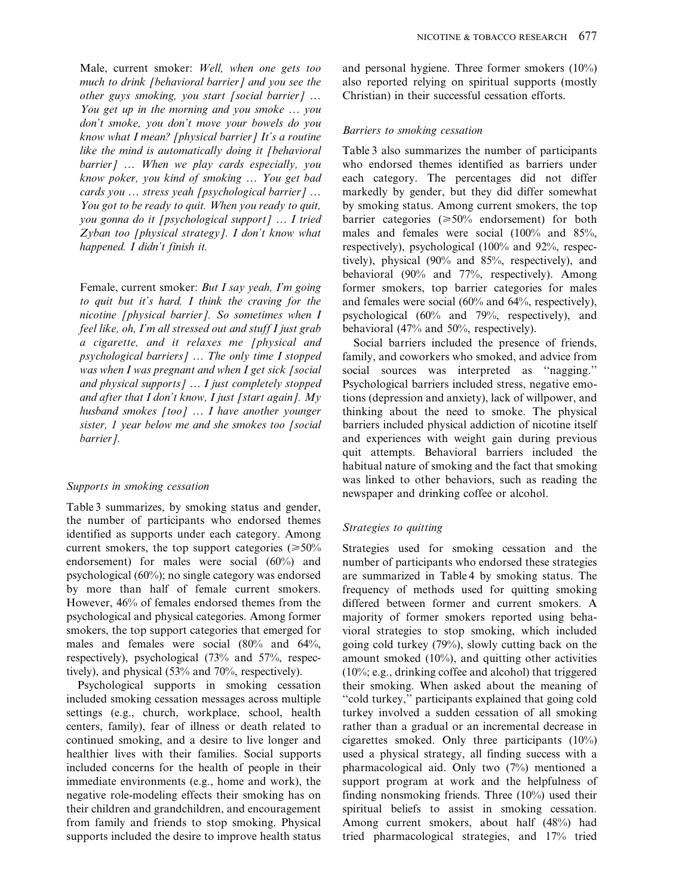Male, current smoker: *Well, when one gets too much to drink [behavioral barrier] and you see the other guys smoking, you start [social barrier] … You get up in the morning and you smoke … you don't smoke, you don't move your bowels do you know what I mean? [physical barrier] It's a routine like the mind is automatically doing it [behavioral barrier] … When we play cards especially, you know poker, you kind of smoking … You get bad cards you … stress yeah [psychological barrier] … You got to be ready to quit. When you ready to quit, you gonna do it [psychological support] … I tried Zyban too [physical strategy]. I don't know what happened. I didn't finish it.*

Female, current smoker: *But I say yeah, I'm going to quit but it's hard. I think the craving for the nicotine [physical barrier]. So sometimes when I feel like, oh, I'm all stressed out and stuff I just grab a cigarette, and it relaxes me [physical and psychological barriers] … The only time I stopped was when I was pregnant and when I get sick [social and physical supports] … I just completely stopped and after that I don't know, I just [start again]. My husband smokes [too] … I have another younger sister, 1 year below me and she smokes too [social barrier].*

### *Supports in smoking cessation*

Table 3 summarizes, by smoking status and gender, the number of participants who endorsed themes identified as supports under each category. Among current smokers, the top support categories ($\geq$50% endorsement) for males were social (60%) and psychological (60%); no single category was endorsed by more than half of female current smokers. However, 46% of females endorsed themes from the psychological and physical categories. Among former smokers, the top support categories that emerged for males and females were social (80% and 64%, respectively), psychological (73% and 57%, respectively), and physical (53% and 70%, respectively).

Psychological supports in smoking cessation included smoking cessation messages across multiple settings (e.g., church, workplace, school, health centers, family), fear of illness or death related to continued smoking, and a desire to live longer and healthier lives with their families. Social supports included concerns for the health of people in their immediate environments (e.g., home and work), the negative role-modeling effects their smoking has on their children and grandchildren, and encouragement from family and friends to stop smoking. Physical supports included the desire to improve health status and personal hygiene. Three former smokers (10%) also reported relying on spiritual supports (mostly Christian) in their successful cessation efforts.

### *Barriers to smoking cessation*

Table 3 also summarizes the number of participants who endorsed themes identified as barriers under each category. The percentages did not differ markedly by gender, but they did differ somewhat by smoking status. Among current smokers, the top barrier categories ($\geq$50% endorsement) for both males and females were social (100% and 85%, respectively), psychological (100% and 92%, respectively), physical (90% and 85%, respectively), and behavioral (90% and 77%, respectively). Among former smokers, top barrier categories for males and females were social (60% and 64%, respectively), psychological (60% and 79%, respectively), and behavioral (47% and 50%, respectively).

Social barriers included the presence of friends, family, and coworkers who smoked, and advice from social sources was interpreted as "nagging." Psychological barriers included stress, negative emotions (depression and anxiety), lack of willpower, and thinking about the need to smoke. The physical barriers included physical addiction of nicotine itself and experiences with weight gain during previous quit attempts. Behavioral barriers included the habitual nature of smoking and the fact that smoking was linked to other behaviors, such as reading the newspaper and drinking coffee or alcohol.

### *Strategies to quitting*

Strategies used for smoking cessation and the number of participants who endorsed these strategies are summarized in Table 4 by smoking status. The frequency of methods used for quitting smoking differed between former and current smokers. A majority of former smokers reported using behavioral strategies to stop smoking, which included going cold turkey (79%), slowly cutting back on the amount smoked (10%), and quitting other activities (10%; e.g., drinking coffee and alcohol) that triggered their smoking. When asked about the meaning of "cold turkey," participants explained that going cold turkey involved a sudden cessation of all smoking rather than a gradual or an incremental decrease in cigarettes smoked. Only three participants (10%) used a physical strategy, all finding success with a pharmacological aid. Only two (7%) mentioned a support program at work and the helpfulness of finding nonsmoking friends. Three (10%) used their spiritual beliefs to assist in smoking cessation. Among current smokers, about half (48%) had tried pharmacological strategies, and 17% tried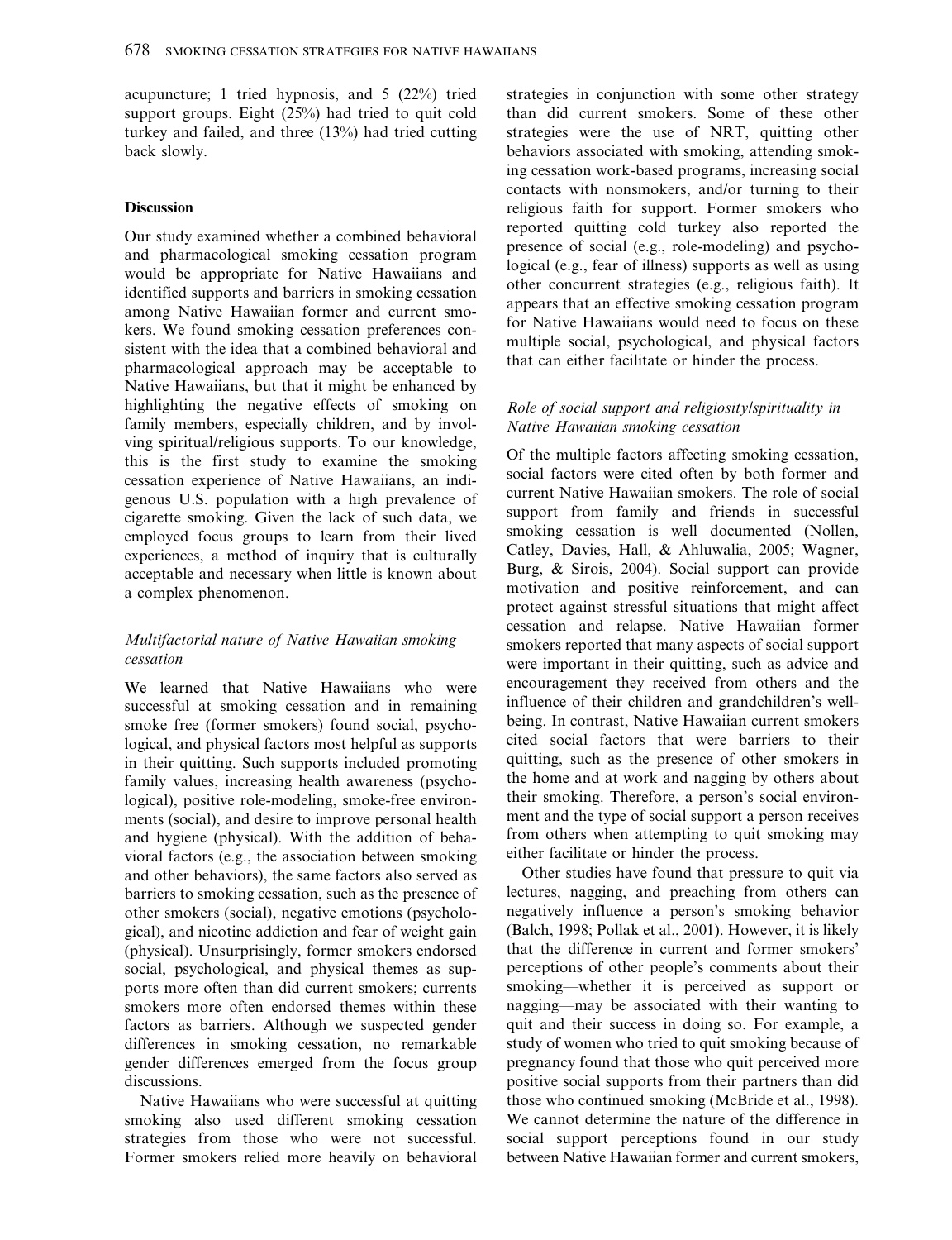acupuncture; 1 tried hypnosis, and 5 (22%) tried support groups. Eight (25%) had tried to quit cold turkey and failed, and three (13%) had tried cutting back slowly.

## Discussion

Our study examined whether a combined behavioral and pharmacological smoking cessation program would be appropriate for Native Hawaiians and identified supports and barriers in smoking cessation among Native Hawaiian former and current smokers. We found smoking cessation preferences consistent with the idea that a combined behavioral and pharmacological approach may be acceptable to Native Hawaiians, but that it might be enhanced by highlighting the negative effects of smoking on family members, especially children, and by involving spiritual/religious supports. To our knowledge, this is the first study to examine the smoking cessation experience of Native Hawaiians, an indigenous U.S. population with a high prevalence of cigarette smoking. Given the lack of such data, we employed focus groups to learn from their lived experiences, a method of inquiry that is culturally acceptable and necessary when little is known about a complex phenomenon.

### *Multifactorial nature of Native Hawaiian smoking cessation*

We learned that Native Hawaiians who were successful at smoking cessation and in remaining smoke free (former smokers) found social, psychological, and physical factors most helpful as supports in their quitting. Such supports included promoting family values, increasing health awareness (psychological), positive role-modeling, smoke-free environments (social), and desire to improve personal health and hygiene (physical). With the addition of behavioral factors (e.g., the association between smoking and other behaviors), the same factors also served as barriers to smoking cessation, such as the presence of other smokers (social), negative emotions (psychological), and nicotine addiction and fear of weight gain (physical). Unsurprisingly, former smokers endorsed social, psychological, and physical themes as supports more often than did current smokers; currents smokers more often endorsed themes within these factors as barriers. Although we suspected gender differences in smoking cessation, no remarkable gender differences emerged from the focus group discussions.

Native Hawaiians who were successful at quitting smoking also used different smoking cessation strategies from those who were not successful. Former smokers relied more heavily on behavioral strategies in conjunction with some other strategy than did current smokers. Some of these other strategies were the use of NRT, quitting other behaviors associated with smoking, attending smoking cessation work-based programs, increasing social contacts with nonsmokers, and/or turning to their religious faith for support. Former smokers who reported quitting cold turkey also reported the presence of social (e.g., role-modeling) and psychological (e.g., fear of illness) supports as well as using other concurrent strategies (e.g., religious faith). It appears that an effective smoking cessation program for Native Hawaiians would need to focus on these multiple social, psychological, and physical factors that can either facilitate or hinder the process.

### *Role of social support and religiosity/spirituality in Native Hawaiian smoking cessation*

Of the multiple factors affecting smoking cessation, social factors were cited often by both former and current Native Hawaiian smokers. The role of social support from family and friends in successful smoking cessation is well documented (Nollen, Catley, Davies, Hall, & Ahluwalia, 2005; Wagner, Burg, & Sirois, 2004). Social support can provide motivation and positive reinforcement, and can protect against stressful situations that might affect cessation and relapse. Native Hawaiian former smokers reported that many aspects of social support were important in their quitting, such as advice and encouragement they received from others and the influence of their children and grandchildren's wellbeing. In contrast, Native Hawaiian current smokers cited social factors that were barriers to their quitting, such as the presence of other smokers in the home and at work and nagging by others about their smoking. Therefore, a person's social environment and the type of social support a person receives from others when attempting to quit smoking may either facilitate or hinder the process.

Other studies have found that pressure to quit via lectures, nagging, and preaching from others can negatively influence a person's smoking behavior (Balch, 1998; Pollak et al., 2001). However, it is likely that the difference in current and former smokers' perceptions of other people's comments about their smoking—whether it is perceived as support or nagging—may be associated with their wanting to quit and their success in doing so. For example, a study of women who tried to quit smoking because of pregnancy found that those who quit perceived more positive social supports from their partners than did those who continued smoking (McBride et al., 1998). We cannot determine the nature of the difference in social support perceptions found in our study between Native Hawaiian former and current smokers,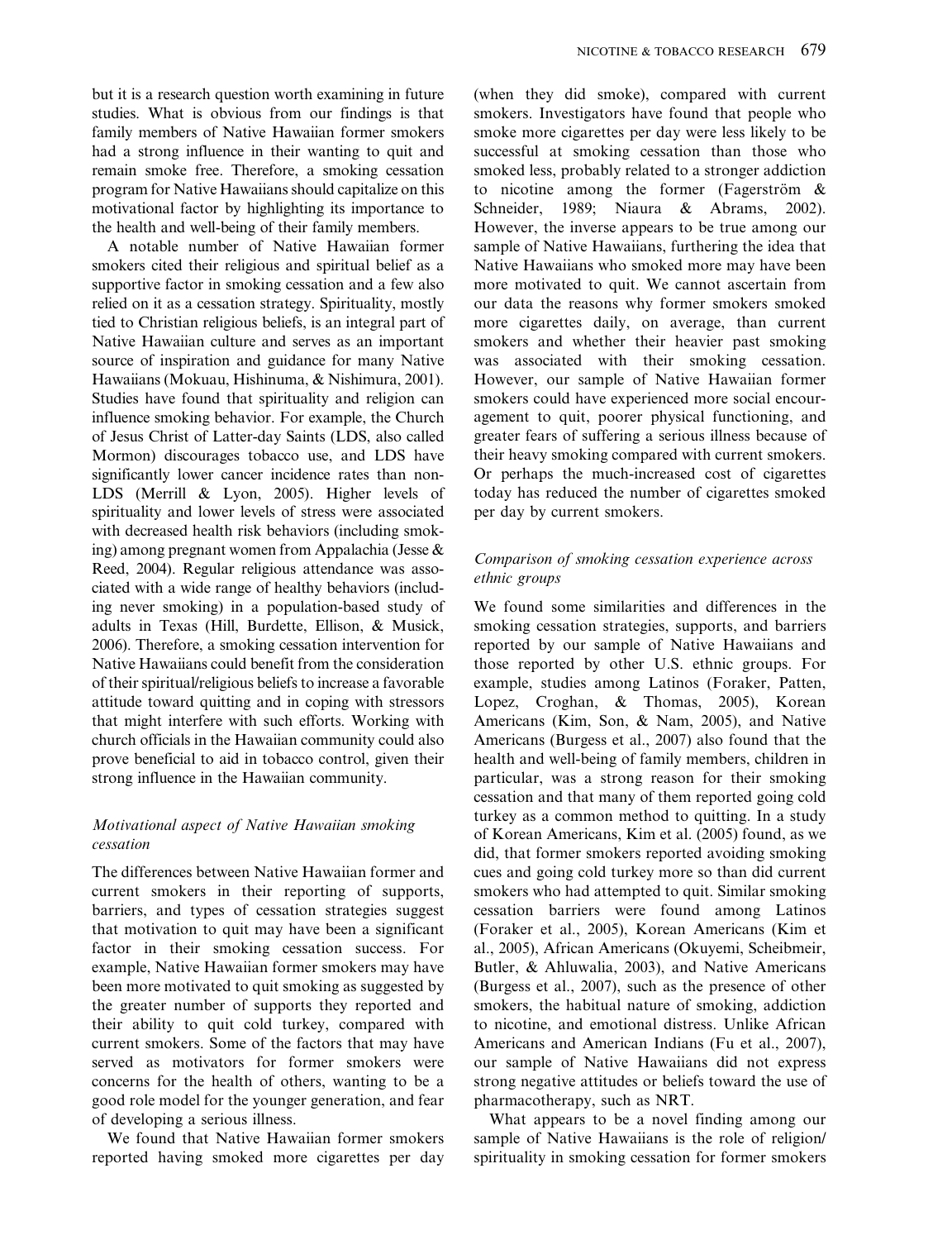but it is a research question worth examining in future studies. What is obvious from our findings is that family members of Native Hawaiian former smokers had a strong influence in their wanting to quit and remain smoke free. Therefore, a smoking cessation program for Native Hawaiians should capitalize on this motivational factor by highlighting its importance to the health and well-being of their family members.

A notable number of Native Hawaiian former smokers cited their religious and spiritual belief as a supportive factor in smoking cessation and a few also relied on it as a cessation strategy. Spirituality, mostly tied to Christian religious beliefs, is an integral part of Native Hawaiian culture and serves as an important source of inspiration and guidance for many Native Hawaiians (Mokuau, Hishinuma, & Nishimura, 2001). Studies have found that spirituality and religion can influence smoking behavior. For example, the Church of Jesus Christ of Latter-day Saints (LDS, also called Mormon) discourages tobacco use, and LDS have significantly lower cancer incidence rates than non-LDS (Merrill & Lyon, 2005). Higher levels of spirituality and lower levels of stress were associated with decreased health risk behaviors (including smoking) among pregnant women from Appalachia (Jesse & Reed, 2004). Regular religious attendance was associated with a wide range of healthy behaviors (including never smoking) in a population-based study of adults in Texas (Hill, Burdette, Ellison, & Musick, 2006). Therefore, a smoking cessation intervention for Native Hawaiians could benefit from the consideration of their spiritual/religious beliefs to increase a favorable attitude toward quitting and in coping with stressors that might interfere with such efforts. Working with church officials in the Hawaiian community could also prove beneficial to aid in tobacco control, given their strong influence in the Hawaiian community.

### *Motivational aspect of Native Hawaiian smoking cessation*

The differences between Native Hawaiian former and current smokers in their reporting of supports, barriers, and types of cessation strategies suggest that motivation to quit may have been a significant factor in their smoking cessation success. For example, Native Hawaiian former smokers may have been more motivated to quit smoking as suggested by the greater number of supports they reported and their ability to quit cold turkey, compared with current smokers. Some of the factors that may have served as motivators for former smokers were concerns for the health of others, wanting to be a good role model for the younger generation, and fear of developing a serious illness.

We found that Native Hawaiian former smokers reported having smoked more cigarettes per day (when they did smoke), compared with current smokers. Investigators have found that people who smoke more cigarettes per day were less likely to be successful at smoking cessation than those who smoked less, probably related to a stronger addiction to nicotine among the former (Fagerström & Schneider, 1989; Niaura & Abrams, 2002). However, the inverse appears to be true among our sample of Native Hawaiians, furthering the idea that Native Hawaiians who smoked more may have been more motivated to quit. We cannot ascertain from our data the reasons why former smokers smoked more cigarettes daily, on average, than current smokers and whether their heavier past smoking was associated with their smoking cessation. However, our sample of Native Hawaiian former smokers could have experienced more social encouragement to quit, poorer physical functioning, and greater fears of suffering a serious illness because of their heavy smoking compared with current smokers. Or perhaps the much-increased cost of cigarettes today has reduced the number of cigarettes smoked per day by current smokers.

### *Comparison of smoking cessation experience across ethnic groups*

We found some similarities and differences in the smoking cessation strategies, supports, and barriers reported by our sample of Native Hawaiians and those reported by other U.S. ethnic groups. For example, studies among Latinos (Foraker, Patten, Lopez, Croghan, & Thomas, 2005), Korean Americans (Kim, Son, & Nam, 2005), and Native Americans (Burgess et al., 2007) also found that the health and well-being of family members, children in particular, was a strong reason for their smoking cessation and that many of them reported going cold turkey as a common method to quitting. In a study of Korean Americans, Kim et al. (2005) found, as we did, that former smokers reported avoiding smoking cues and going cold turkey more so than did current smokers who had attempted to quit. Similar smoking cessation barriers were found among Latinos (Foraker et al., 2005), Korean Americans (Kim et al., 2005), African Americans (Okuyemi, Scheibmeir, Butler, & Ahluwalia, 2003), and Native Americans (Burgess et al., 2007), such as the presence of other smokers, the habitual nature of smoking, addiction to nicotine, and emotional distress. Unlike African Americans and American Indians (Fu et al., 2007), our sample of Native Hawaiians did not express strong negative attitudes or beliefs toward the use of pharmacotherapy, such as NRT.

What appears to be a novel finding among our sample of Native Hawaiians is the role of religion/spirituality in smoking cessation for former smokers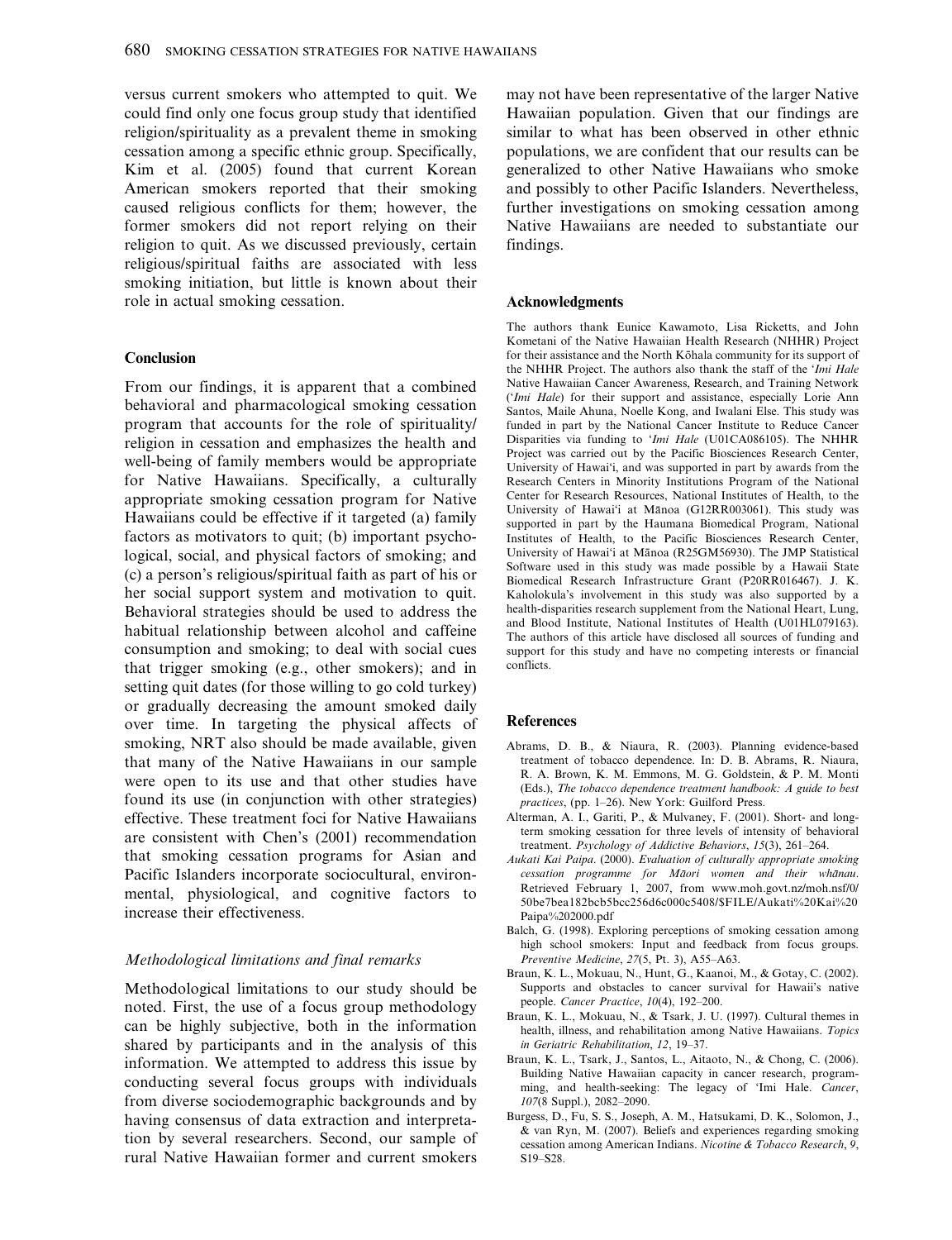versus current smokers who attempted to quit. We could find only one focus group study that identified religion/spirituality as a prevalent theme in smoking cessation among a specific ethnic group. Specifically, Kim et al. (2005) found that current Korean American smokers reported that their smoking caused religious conflicts for them; however, the former smokers did not report relying on their religion to quit. As we discussed previously, certain religious/spiritual faiths are associated with less smoking initiation, but little is known about their role in actual smoking cessation.

## Conclusion

From our findings, it is apparent that a combined behavioral and pharmacological smoking cessation program that accounts for the role of spirituality/religion in cessation and emphasizes the health and well-being of family members would be appropriate for Native Hawaiians. Specifically, a culturally appropriate smoking cessation program for Native Hawaiians could be effective if it targeted (a) family factors as motivators to quit; (b) important psychological, social, and physical factors of smoking; and (c) a person's religious/spiritual faith as part of his or her social support system and motivation to quit. Behavioral strategies should be used to address the habitual relationship between alcohol and caffeine consumption and smoking; to deal with social cues that trigger smoking (e.g., other smokers); and in setting quit dates (for those willing to go cold turkey) or gradually decreasing the amount smoked daily over time. In targeting the physical affects of smoking, NRT also should be made available, given that many of the Native Hawaiians in our sample were open to its use and that other studies have found its use (in conjunction with other strategies) effective. These treatment foci for Native Hawaiians are consistent with Chen's (2001) recommendation that smoking cessation programs for Asian and Pacific Islanders incorporate sociocultural, environmental, physiological, and cognitive factors to increase their effectiveness.

### *Methodological limitations and final remarks*

Methodological limitations to our study should be noted. First, the use of a focus group methodology can be highly subjective, both in the information shared by participants and in the analysis of this information. We attempted to address this issue by conducting several focus groups with individuals from diverse sociodemographic backgrounds and by having consensus of data extraction and interpretation by several researchers. Second, our sample of rural Native Hawaiian former and current smokers may not have been representative of the larger Native Hawaiian population. Given that our findings are similar to what has been observed in other ethnic populations, we are confident that our results can be generalized to other Native Hawaiians who smoke and possibly to other Pacific Islanders. Nevertheless, further investigations on smoking cessation among Native Hawaiians are needed to substantiate our findings.

## Acknowledgments

The authors thank Eunice Kawamoto, Lisa Ricketts, and John Kometani of the Native Hawaiian Health Research (NHHR) Project for their assistance and the North Kōhala community for its support of the NHHR Project. The authors also thank the staff of the ʻ*Imi Hale* Native Hawaiian Cancer Awareness, Research, and Training Network (ʻ*Imi Hale*) for their support and assistance, especially Lorie Ann Santos, Maile Ahuna, Noelle Kong, and Iwalani Else. This study was funded in part by the National Cancer Institute to Reduce Cancer Disparities via funding to ʻ*Imi Hale* (U01CA086105). The NHHR Project was carried out by the Pacific Biosciences Research Center, University of Hawaiʻi, and was supported in part by awards from the Research Centers in Minority Institutions Program of the National Center for Research Resources, National Institutes of Health, to the University of Hawaiʻi at Mānoa (G12RR003061). This study was supported in part by the Haumana Biomedical Program, National Institutes of Health, to the Pacific Biosciences Research Center, University of Hawaiʻi at Mānoa (R25GM56930). The JMP Statistical Software used in this study was made possible by a Hawaii State Biomedical Research Infrastructure Grant (P20RR016467). J. K. Kaholokula's involvement in this study was also supported by a health-disparities research supplement from the National Heart, Lung, and Blood Institute, National Institutes of Health (U01HL079163). The authors of this article have disclosed all sources of funding and support for this study and have no competing interests or financial conflicts.

## References

Abrams, D. B., & Niaura, R. (2003). Planning evidence-based treatment of tobacco dependence. In: D. B. Abrams, R. Niaura, R. A. Brown, K. M. Emmons, M. G. Goldstein, & P. M. Monti (Eds.), *The tobacco dependence treatment handbook: A guide to best practices*, (pp. 1–26). New York: Guilford Press.

Alterman, A. I., Gariti, P., & Mulvaney, F. (2001). Short- and long-term smoking cessation for three levels of intensity of behavioral treatment. *Psychology of Addictive Behaviors*, *15*(3), 261–264.

*Aukati Kai Paipa*. (2000). *Evaluation of culturally appropriate smoking cessation programme for Māori women and their whānau*. Retrieved February 1, 2007, from www.moh.govt.nz/moh.nsf/0/50be7bea182bcb5bcc256d6c000c5408/$FILE/Aukati%20Kai%20Paipa%202000.pdf

Balch, G. (1998). Exploring perceptions of smoking cessation among high school smokers: Input and feedback from focus groups. *Preventive Medicine*, *27*(5, Pt. 3), A55–A63.

Braun, K. L., Mokuau, N., Hunt, G., Kaanoi, M., & Gotay, C. (2002). Supports and obstacles to cancer survival for Hawaii's native people. *Cancer Practice*, *10*(4), 192–200.

Braun, K. L., Mokuau, N., & Tsark, J. U. (1997). Cultural themes in health, illness, and rehabilitation among Native Hawaiians. *Topics in Geriatric Rehabilitation*, *12*, 19–37.

Braun, K. L., Tsark, J., Santos, L., Aitaoto, N., & Chong, C. (2006). Building Native Hawaiian capacity in cancer research, programming, and health-seeking: The legacy of ʻImi Hale. *Cancer*, *107*(8 Suppl.), 2082–2090.

Burgess, D., Fu, S. S., Joseph, A. M., Hatsukami, D. K., Solomon, J., & van Ryn, M. (2007). Beliefs and experiences regarding smoking cessation among American Indians. *Nicotine & Tobacco Research*, *9*, S19–S28.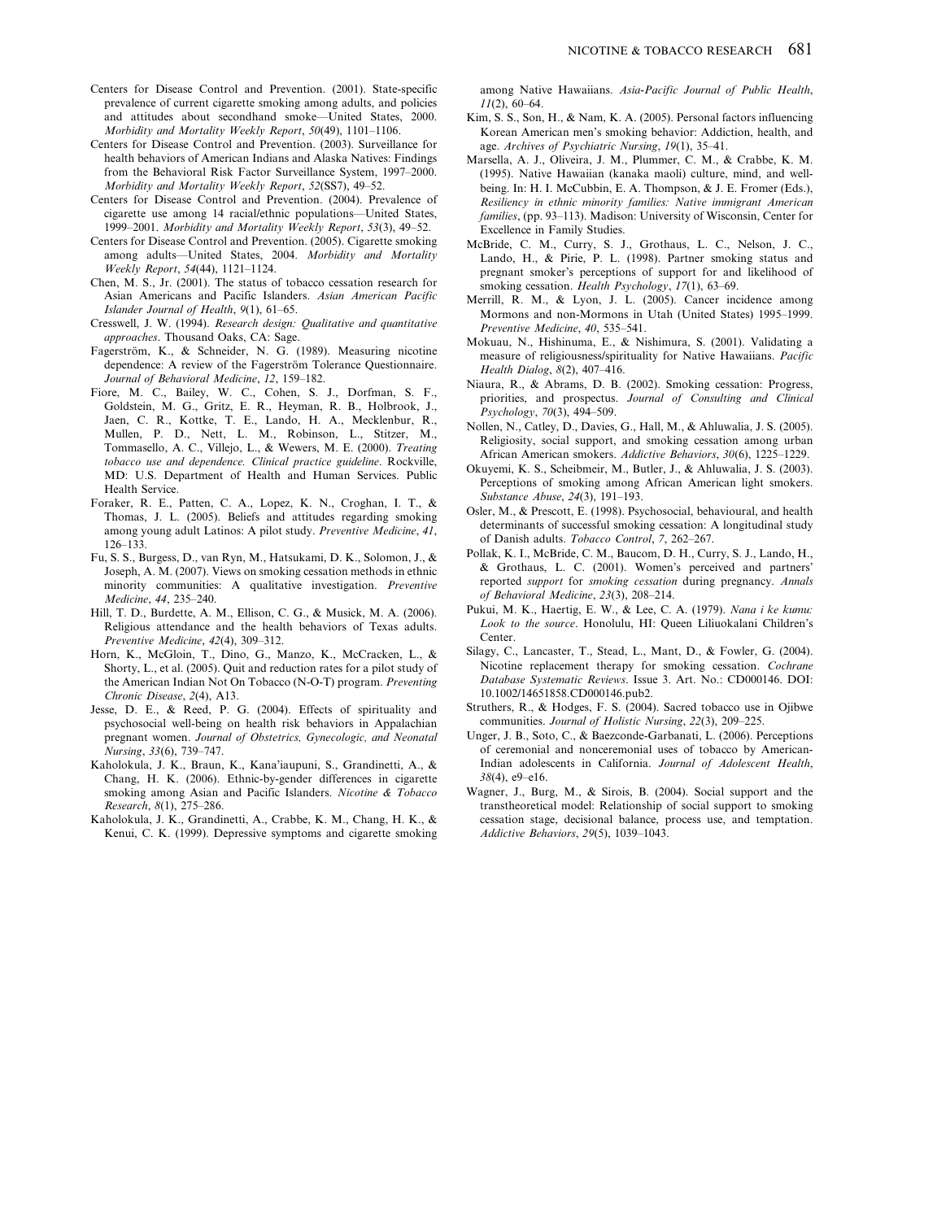Centers for Disease Control and Prevention. (2001). State-specific prevalence of current cigarette smoking among adults, and policies and attitudes about secondhand smoke—United States, 2000. *Morbidity and Mortality Weekly Report*, *50*(49), 1101–1106.

Centers for Disease Control and Prevention. (2003). Surveillance for health behaviors of American Indians and Alaska Natives: Findings from the Behavioral Risk Factor Surveillance System, 1997–2000. *Morbidity and Mortality Weekly Report*, *52*(SS7), 49–52.

Centers for Disease Control and Prevention. (2004). Prevalence of cigarette use among 14 racial/ethnic populations—United States, 1999–2001. *Morbidity and Mortality Weekly Report*, *53*(3), 49–52.

Centers for Disease Control and Prevention. (2005). Cigarette smoking among adults—United States, 2004. *Morbidity and Mortality Weekly Report*, *54*(44), 1121–1124.

Chen, M. S., Jr. (2001). The status of tobacco cessation research for Asian Americans and Pacific Islanders. *Asian American Pacific Islander Journal of Health*, *9*(1), 61–65.

Cresswell, J. W. (1994). *Research design: Qualitative and quantitative approaches*. Thousand Oaks, CA: Sage.

Fagerström, K., & Schneider, N. G. (1989). Measuring nicotine dependence: A review of the Fagerström Tolerance Questionnaire. *Journal of Behavioral Medicine*, *12*, 159–182.

Fiore, M. C., Bailey, W. C., Cohen, S. J., Dorfman, S. F., Goldstein, M. G., Gritz, E. R., Heyman, R. B., Holbrook, J., Jaen, C. R., Kottke, T. E., Lando, H. A., Mecklenbur, R., Mullen, P. D., Nett, L. M., Robinson, L., Stitzer, M., Tommasello, A. C., Villejo, L., & Wewers, M. E. (2000). *Treating tobacco use and dependence. Clinical practice guideline*. Rockville, MD: U.S. Department of Health and Human Services. Public Health Service.

Foraker, R. E., Patten, C. A., Lopez, K. N., Croghan, I. T., & Thomas, J. L. (2005). Beliefs and attitudes regarding smoking among young adult Latinos: A pilot study. *Preventive Medicine*, *41*, 126–133.

Fu, S. S., Burgess, D., van Ryn, M., Hatsukami, D. K., Solomon, J., & Joseph, A. M. (2007). Views on smoking cessation methods in ethnic minority communities: A qualitative investigation. *Preventive Medicine*, *44*, 235–240.

Hill, T. D., Burdette, A. M., Ellison, C. G., & Musick, M. A. (2006). Religious attendance and the health behaviors of Texas adults. *Preventive Medicine*, *42*(4), 309–312.

Horn, K., McGloin, T., Dino, G., Manzo, K., McCracken, L., & Shorty, L., et al. (2005). Quit and reduction rates for a pilot study of the American Indian Not On Tobacco (N-O-T) program. *Preventing Chronic Disease*, *2*(4), A13.

Jesse, D. E., & Reed, P. G. (2004). Effects of spirituality and psychosocial well-being on health risk behaviors in Appalachian pregnant women. *Journal of Obstetrics, Gynecologic, and Neonatal Nursing*, *33*(6), 739–747.

Kaholokula, J. K., Braun, K., Kana'iaupuni, S., Grandinetti, A., & Chang, H. K. (2006). Ethnic-by-gender differences in cigarette smoking among Asian and Pacific Islanders. *Nicotine & Tobacco Research*, *8*(1), 275–286.

Kaholokula, J. K., Grandinetti, A., Crabbe, K. M., Chang, H. K., & Kenui, C. K. (1999). Depressive symptoms and cigarette smoking among Native Hawaiians. *Asia-Pacific Journal of Public Health*, *11*(2), 60–64.

Kim, S. S., Son, H., & Nam, K. A. (2005). Personal factors influencing Korean American men's smoking behavior: Addiction, health, and age. *Archives of Psychiatric Nursing*, *19*(1), 35–41.

Marsella, A. J., Oliveira, J. M., Plummer, C. M., & Crabbe, K. M. (1995). Native Hawaiian (kanaka maoli) culture, mind, and well-being. In: H. I. McCubbin, E. A. Thompson, & J. E. Fromer (Eds.), *Resiliency in ethnic minority families: Native immigrant American families*, (pp. 93–113). Madison: University of Wisconsin, Center for Excellence in Family Studies.

McBride, C. M., Curry, S. J., Grothaus, L. C., Nelson, J. C., Lando, H., & Pirie, P. L. (1998). Partner smoking status and pregnant smoker's perceptions of support for and likelihood of smoking cessation. *Health Psychology*, *17*(1), 63–69.

Merrill, R. M., & Lyon, J. L. (2005). Cancer incidence among Mormons and non-Mormons in Utah (United States) 1995–1999. *Preventive Medicine*, *40*, 535–541.

Mokuau, N., Hishinuma, E., & Nishimura, S. (2001). Validating a measure of religiousness/spirituality for Native Hawaiians. *Pacific Health Dialog*, *8*(2), 407–416.

Niaura, R., & Abrams, D. B. (2002). Smoking cessation: Progress, priorities, and prospectus. *Journal of Consulting and Clinical Psychology*, *70*(3), 494–509.

Nollen, N., Catley, D., Davies, G., Hall, M., & Ahluwalia, J. S. (2005). Religiosity, social support, and smoking cessation among urban African American smokers. *Addictive Behaviors*, *30*(6), 1225–1229.

Okuyemi, K. S., Scheibmeir, M., Butler, J., & Ahluwalia, J. S. (2003). Perceptions of smoking among African American light smokers. *Substance Abuse*, *24*(3), 191–193.

Osler, M., & Prescott, E. (1998). Psychosocial, behavioural, and health determinants of successful smoking cessation: A longitudinal study of Danish adults. *Tobacco Control*, *7*, 262–267.

Pollak, K. I., McBride, C. M., Baucom, D. H., Curry, S. J., Lando, H., & Grothaus, L. C. (2001). Women's perceived and partners' reported *support* for *smoking cessation* during pregnancy. *Annals of Behavioral Medicine*, *23*(3), 208–214.

Pukui, M. K., Haertig, E. W., & Lee, C. A. (1979). *Nana i ke kumu: Look to the source*. Honolulu, HI: Queen Liliuokalani Children's Center.

Silagy, C., Lancaster, T., Stead, L., Mant, D., & Fowler, G. (2004). Nicotine replacement therapy for smoking cessation. *Cochrane Database Systematic Reviews*. Issue 3. Art. No.: CD000146. DOI: 10.1002/14651858.CD000146.pub2.

Struthers, R., & Hodges, F. S. (2004). Sacred tobacco use in Ojibwe communities. *Journal of Holistic Nursing*, *22*(3), 209–225.

Unger, J. B., Soto, C., & Baezconde-Garbanati, L. (2006). Perceptions of ceremonial and nonceremonial uses of tobacco by American-Indian adolescents in California. *Journal of Adolescent Health*, *38*(4), e9–e16.

Wagner, J., Burg, M., & Sirois, B. (2004). Social support and the transtheoretical model: Relationship of social support to smoking cessation stage, decisional balance, process use, and temptation. *Addictive Behaviors*, *29*(5), 1039–1043.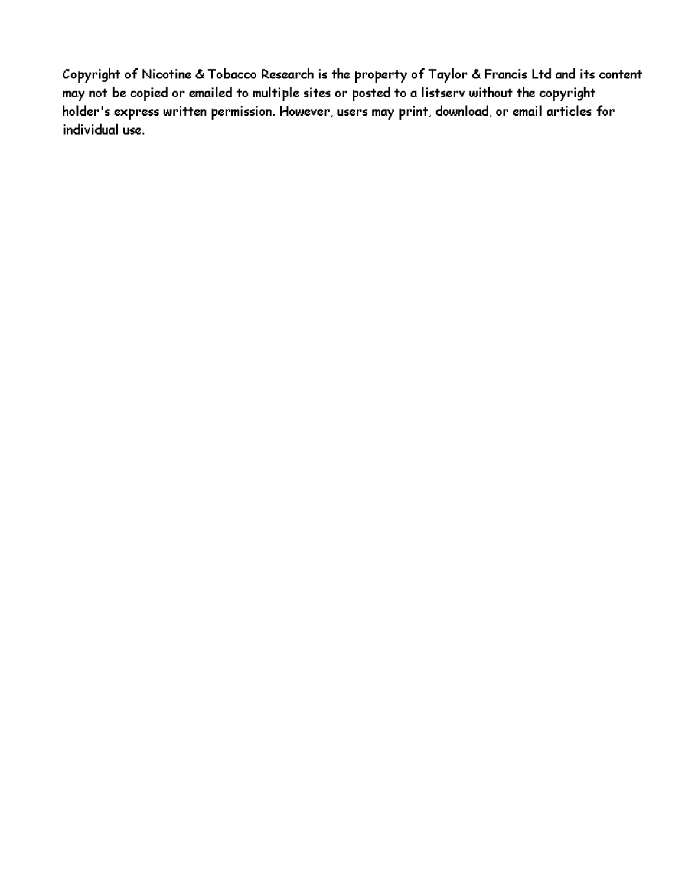Copyright of Nicotine & Tobacco Research is the property of Taylor & Francis Ltd and its content may not be copied or emailed to multiple sites or posted to a listserv without the copyright holder's express written permission. However, users may print, download, or email articles for individual use.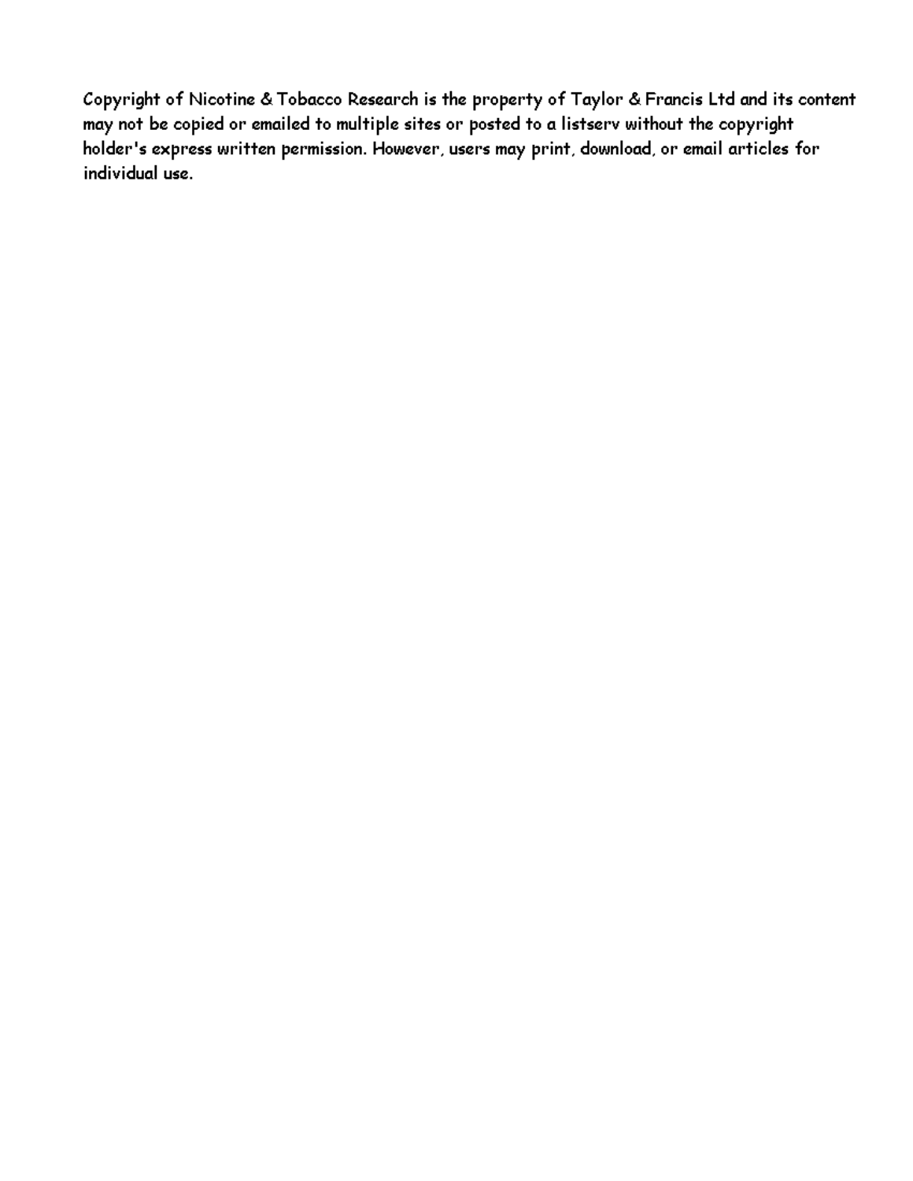Copyright of Nicotine & Tobacco Research is the property of Taylor & Francis Ltd and its content may not be copied or emailed to multiple sites or posted to a listserv without the copyright holder's express written permission. However, users may print, download, or email articles for individual use.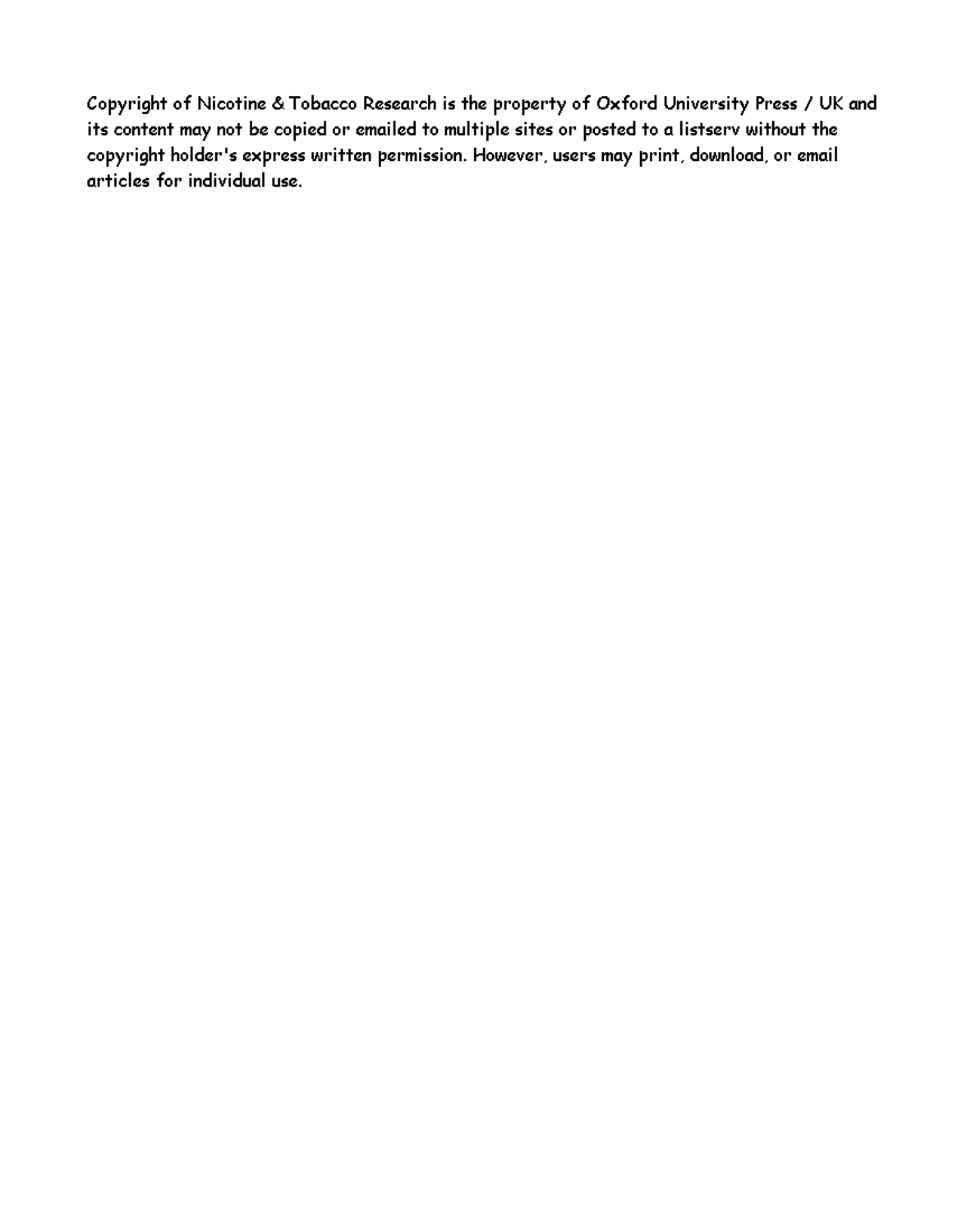Copyright of Nicotine & Tobacco Research is the property of Oxford University Press / UK and its content may not be copied or emailed to multiple sites or posted to a listserv without the copyright holder's express written permission. However, users may print, download, or email articles for individual use.